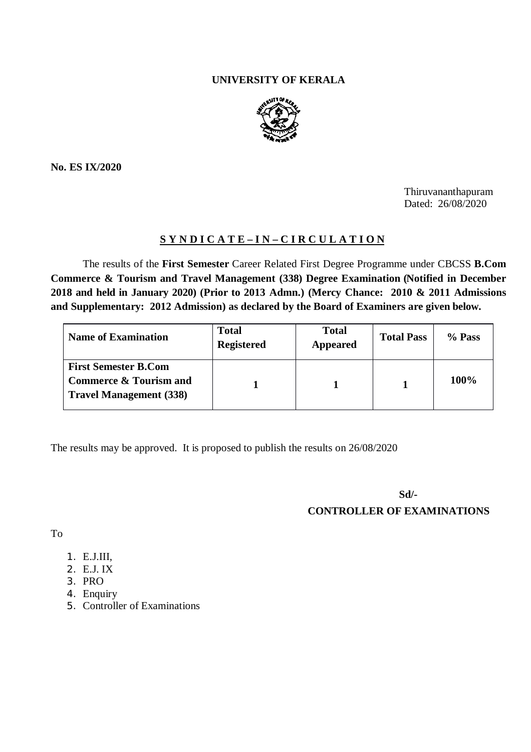# UNIVERSITY OF KERALA

**No. ES IX/2020**

Thiruvananthapuram
Dated: 26/08/2020

## S Y N D I C A T E – I N – C I R C U L A T I O N

The results of the **First Semester** Career Related First Degree Programme under CBCSS **B.Com Commerce & Tourism and Travel Management (338) Degree Examination (Notified in December 2018 and held in January 2020) (Prior to 2013 Admn.) (Mercy Chance: 2010 & 2011 Admissions and Supplementary: 2012 Admission) as declared by the Board of Examiners are given below.**

| Name of Examination | Total Registered | Total Appeared | Total Pass | % Pass |
|---|---|---|---|---|
| **First Semester B.Com Commerce & Tourism and Travel Management (338)** | **1** | **1** | **1** | **100%** |

The results may be approved. It is proposed to publish the results on 26/08/2020

**Sd/-**
**CONTROLLER OF EXAMINATIONS**

To

1. E.J.III,
2. E.J. IX
3. PRO
4. Enquiry
5. Controller of Examinations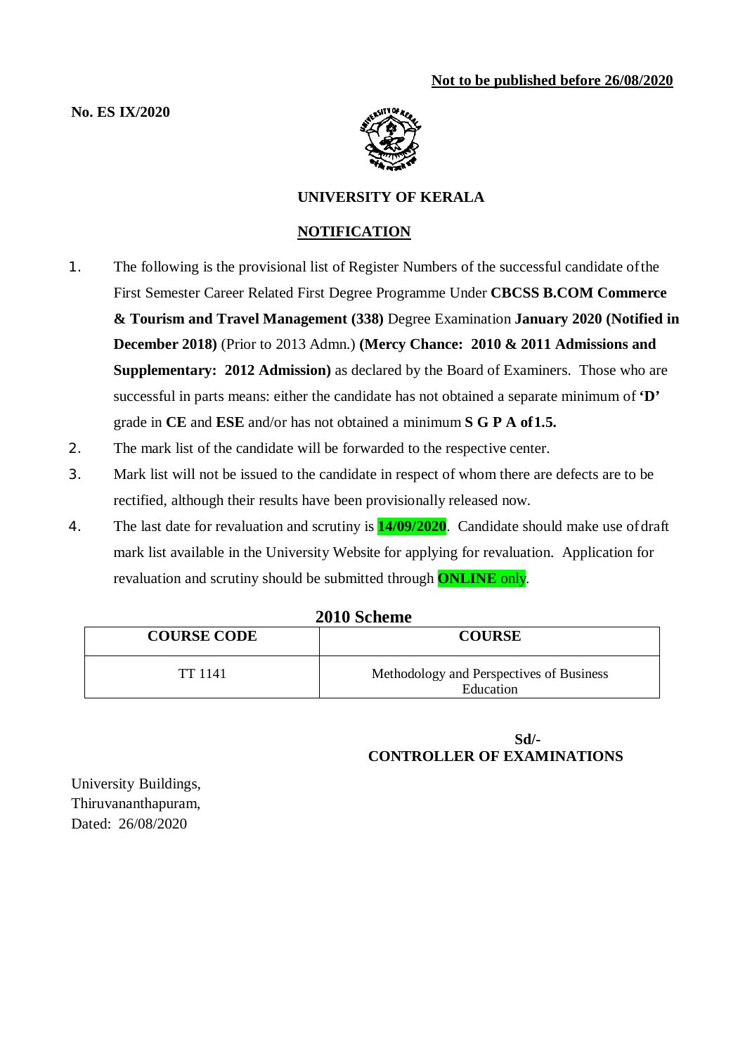**Not to be published before 26/08/2020**

**No. ES IX/2020**

**UNIVERSITY OF KERALA**

**NOTIFICATION**

1. The following is the provisional list of Register Numbers of the successful candidate of the First Semester Career Related First Degree Programme Under **CBCSS B.COM Commerce & Tourism and Travel Management (338)** Degree Examination **January 2020 (Notified in December 2018)** (Prior to 2013 Admn.) **(Mercy Chance: 2010 & 2011 Admissions and Supplementary: 2012 Admission)** as declared by the Board of Examiners. Those who are successful in parts means: either the candidate has not obtained a separate minimum of **'D'** grade in **CE** and **ESE** and/or has not obtained a minimum **S G P A of 1.5.**
2. The mark list of the candidate will be forwarded to the respective center.
3. Mark list will not be issued to the candidate in respect of whom there are defects are to be rectified, although their results have been provisionally released now.
4. The last date for revaluation and scrutiny is **14/09/2020**. Candidate should make use of draft mark list available in the University Website for applying for revaluation. Application for revaluation and scrutiny should be submitted through **ONLINE** only.

**2010 Scheme**

| COURSE CODE | COURSE |
|---|---|
| TT 1141 | Methodology and Perspectives of Business Education |

**Sd/-**
**CONTROLLER OF EXAMINATIONS**

University Buildings,
Thiruvananthapuram,
Dated: 26/08/2020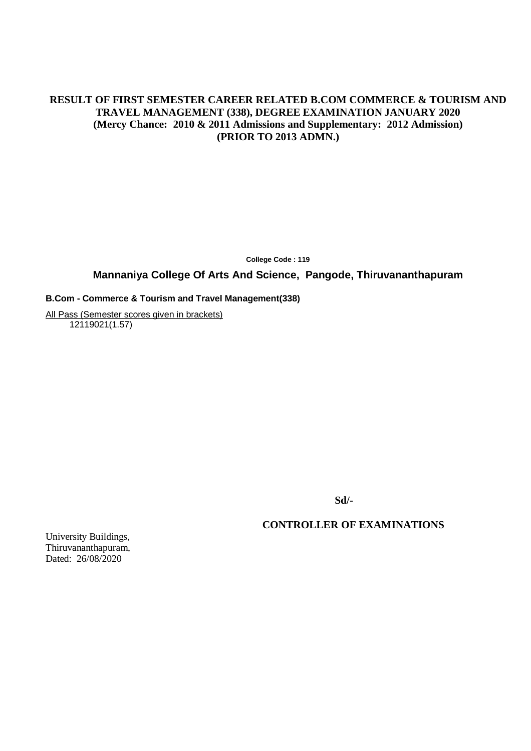**RESULT OF FIRST SEMESTER CAREER RELATED B.COM COMMERCE & TOURISM AND TRAVEL MANAGEMENT (338), DEGREE EXAMINATION JANUARY 2020**
**(Mercy Chance: 2010 & 2011 Admissions and Supplementary: 2012 Admission)**
**(PRIOR TO 2013 ADMN.)**

**College Code : 119**

## Mannaniya College Of Arts And Science, Pangode, Thiruvananthapuram

**B.Com - Commerce & Tourism and Travel Management(338)**

All Pass (Semester scores given in brackets)
12119021(1.57)

**Sd/-**

**CONTROLLER OF EXAMINATIONS**

University Buildings,
Thiruvananthapuram,
Dated: 26/08/2020